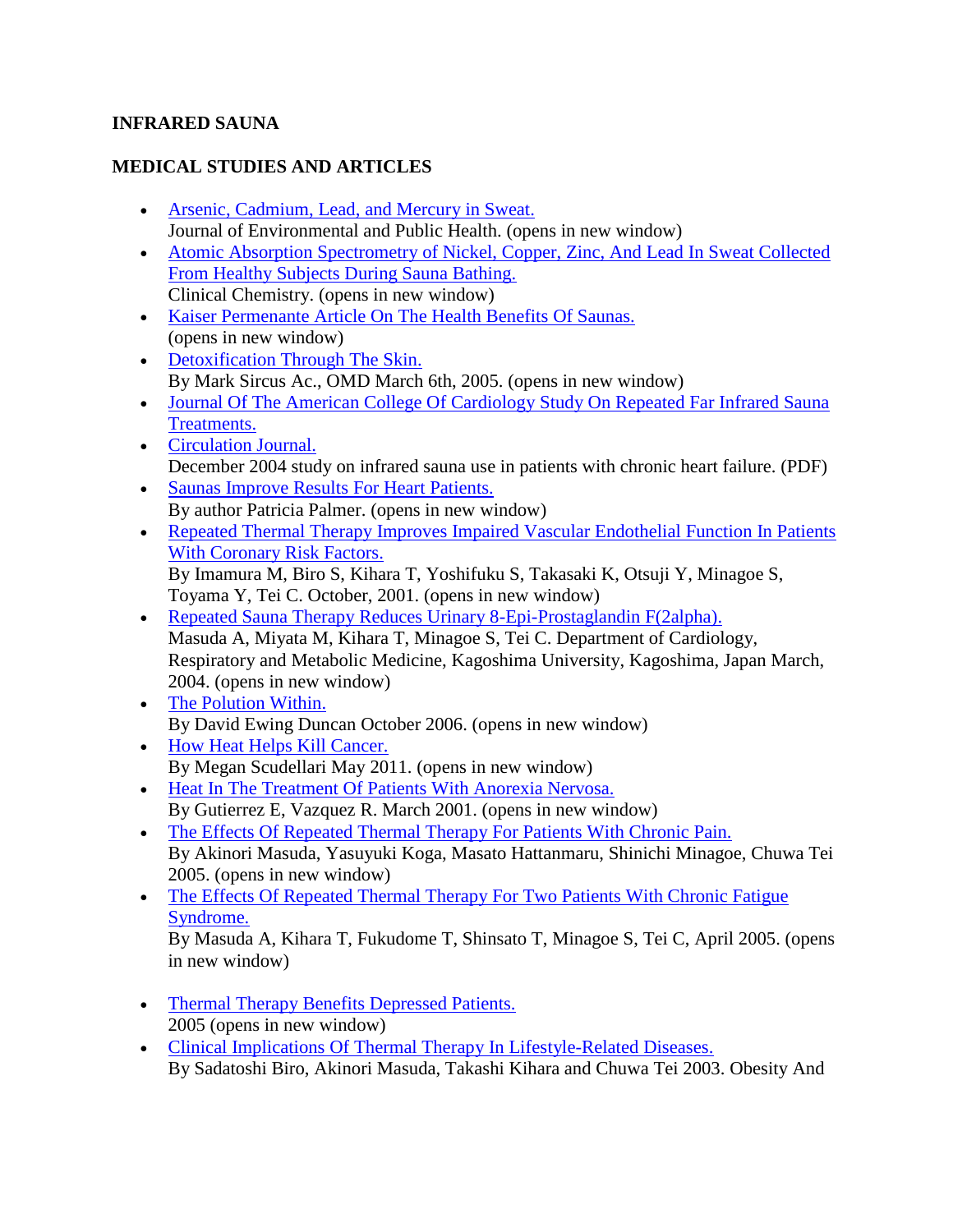**INFRARED SAUNA**

**MEDICAL STUDIES AND ARTICLES**

- Arsenic, Cadmium, Lead, and Mercury in Sweat.
  Journal of Environmental and Public Health. (opens in new window)
- Atomic Absorption Spectrometry of Nickel, Copper, Zinc, And Lead In Sweat Collected From Healthy Subjects During Sauna Bathing.
  Clinical Chemistry. (opens in new window)
- Kaiser Permenante Article On The Health Benefits Of Saunas.
  (opens in new window)
- Detoxification Through The Skin.
  By Mark Sircus Ac., OMD March 6th, 2005. (opens in new window)
- Journal Of The American College Of Cardiology Study On Repeated Far Infrared Sauna Treatments.
- Circulation Journal.
  December 2004 study on infrared sauna use in patients with chronic heart failure. (PDF)
- Saunas Improve Results For Heart Patients.
  By author Patricia Palmer. (opens in new window)
- Repeated Thermal Therapy Improves Impaired Vascular Endothelial Function In Patients With Coronary Risk Factors.
  By Imamura M, Biro S, Kihara T, Yoshifuku S, Takasaki K, Otsuji Y, Minagoe S, Toyama Y, Tei C. October, 2001. (opens in new window)
- Repeated Sauna Therapy Reduces Urinary 8-Epi-Prostaglandin F(2alpha).
  Masuda A, Miyata M, Kihara T, Minagoe S, Tei C. Department of Cardiology, Respiratory and Metabolic Medicine, Kagoshima University, Kagoshima, Japan March, 2004. (opens in new window)
- The Polution Within.
  By David Ewing Duncan October 2006. (opens in new window)
- How Heat Helps Kill Cancer.
  By Megan Scudellari May 2011. (opens in new window)
- Heat In The Treatment Of Patients With Anorexia Nervosa.
  By Gutierrez E, Vazquez R. March 2001. (opens in new window)
- The Effects Of Repeated Thermal Therapy For Patients With Chronic Pain.
  By Akinori Masuda, Yasuyuki Koga, Masato Hattanmaru, Shinichi Minagoe, Chuwa Tei 2005. (opens in new window)
- The Effects Of Repeated Thermal Therapy For Two Patients With Chronic Fatigue Syndrome.
  By Masuda A, Kihara T, Fukudome T, Shinsato T, Minagoe S, Tei C, April 2005. (opens in new window)
- Thermal Therapy Benefits Depressed Patients.
  2005 (opens in new window)
- Clinical Implications Of Thermal Therapy In Lifestyle-Related Diseases.
  By Sadatoshi Biro, Akinori Masuda, Takashi Kihara and Chuwa Tei 2003. Obesity And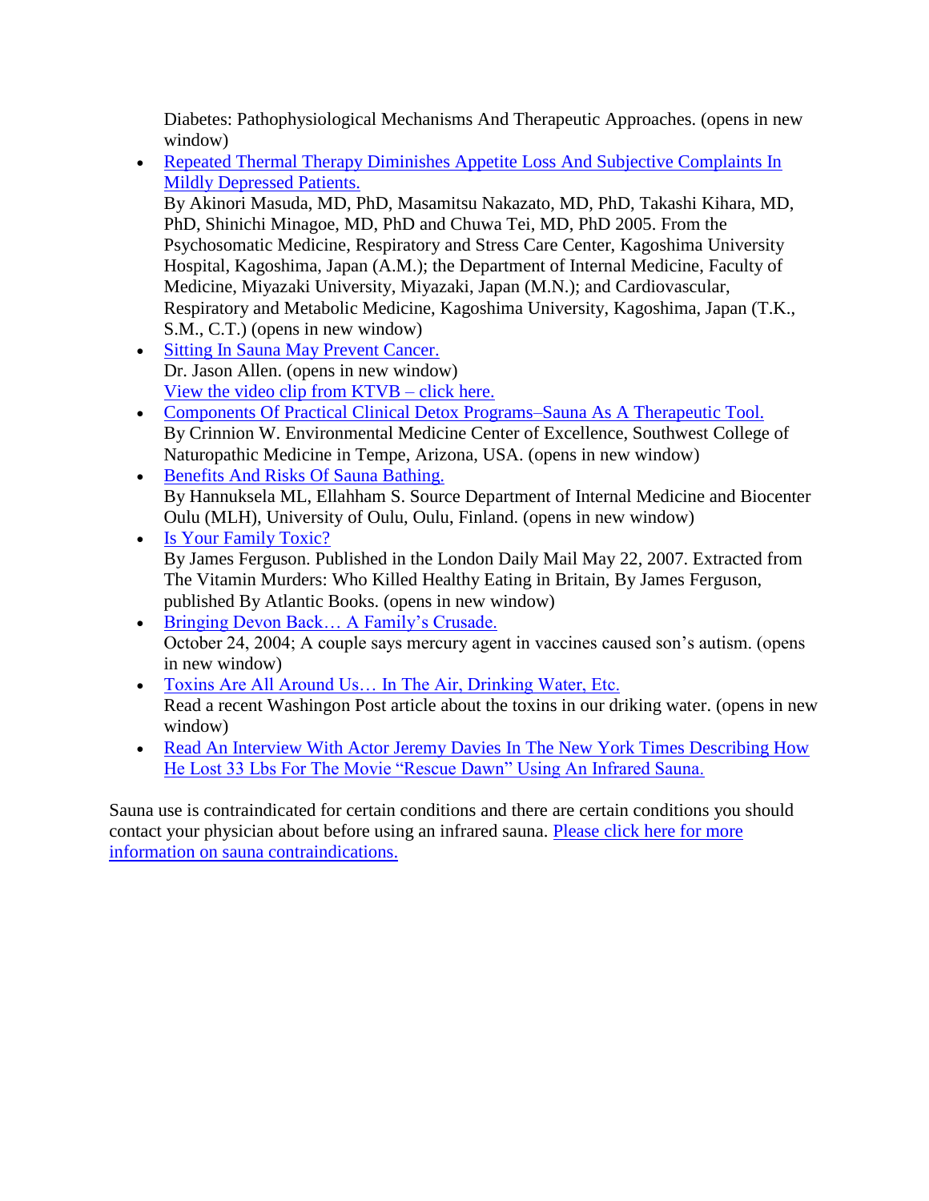Diabetes: Pathophysiological Mechanisms And Therapeutic Approaches. (opens in new window)

- Repeated Thermal Therapy Diminishes Appetite Loss And Subjective Complaints In Mildly Depressed Patients.
  By Akinori Masuda, MD, PhD, Masamitsu Nakazato, MD, PhD, Takashi Kihara, MD, PhD, Shinichi Minagoe, MD, PhD and Chuwa Tei, MD, PhD 2005. From the Psychosomatic Medicine, Respiratory and Stress Care Center, Kagoshima University Hospital, Kagoshima, Japan (A.M.); the Department of Internal Medicine, Faculty of Medicine, Miyazaki University, Miyazaki, Japan (M.N.); and Cardiovascular, Respiratory and Metabolic Medicine, Kagoshima University, Kagoshima, Japan (T.K., S.M., C.T.) (opens in new window)
- Sitting In Sauna May Prevent Cancer.
  Dr. Jason Allen. (opens in new window)
  View the video clip from KTVB – click here.
- Components Of Practical Clinical Detox Programs–Sauna As A Therapeutic Tool.
  By Crinnion W. Environmental Medicine Center of Excellence, Southwest College of Naturopathic Medicine in Tempe, Arizona, USA. (opens in new window)
- Benefits And Risks Of Sauna Bathing.
  By Hannuksela ML, Ellahham S. Source Department of Internal Medicine and Biocenter Oulu (MLH), University of Oulu, Oulu, Finland. (opens in new window)
- Is Your Family Toxic?
  By James Ferguson. Published in the London Daily Mail May 22, 2007. Extracted from The Vitamin Murders: Who Killed Healthy Eating in Britain, By James Ferguson, published By Atlantic Books. (opens in new window)
- Bringing Devon Back… A Family's Crusade.
  October 24, 2004; A couple says mercury agent in vaccines caused son's autism. (opens in new window)
- Toxins Are All Around Us… In The Air, Drinking Water, Etc.
  Read a recent Washingon Post article about the toxins in our driking water. (opens in new window)
- Read An Interview With Actor Jeremy Davies In The New York Times Describing How He Lost 33 Lbs For The Movie "Rescue Dawn" Using An Infrared Sauna.

Sauna use is contraindicated for certain conditions and there are certain conditions you should contact your physician about before using an infrared sauna. Please click here for more information on sauna contraindications.